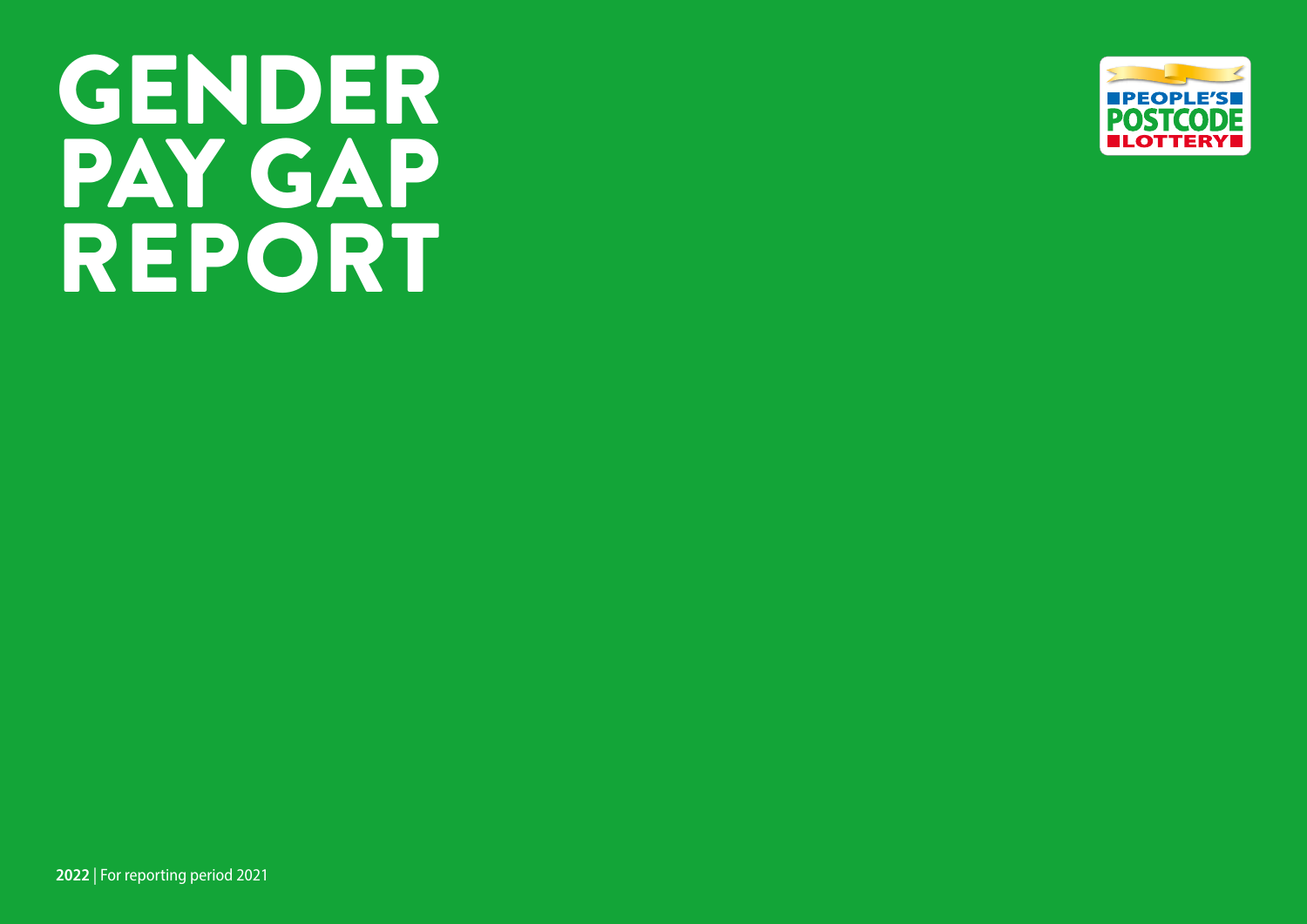# GENDER PAY GAP REPORT

PEOPLE'S POSTCODE LOTTERY

**2022** | For reporting period 2021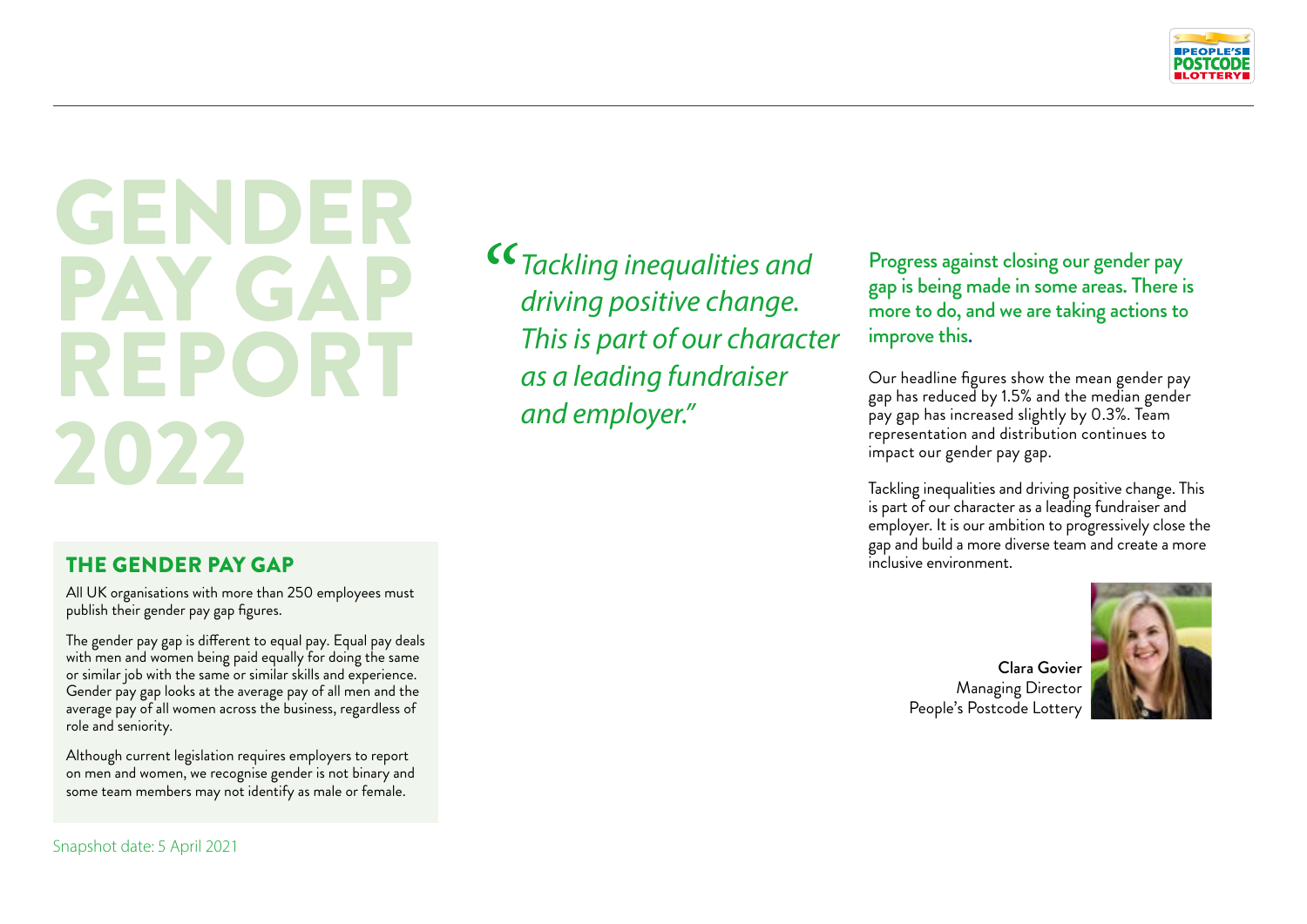# GENDER PAY GAP REPORT 2022

## THE GENDER PAY GAP

All UK organisations with more than 250 employees must publish their gender pay gap figures.

The gender pay gap is different to equal pay. Equal pay deals with men and women being paid equally for doing the same or similar job with the same or similar skills and experience. Gender pay gap looks at the average pay of all men and the average pay of all women across the business, regardless of role and seniority.

Although current legislation requires employers to report on men and women, we recognise gender is not binary and some team members may not identify as male or female.

Snapshot date: 5 April 2021

*"Tackling inequalities and driving positive change. This is part of our character as a leading fundraiser and employer."*

Progress against closing our gender pay gap is being made in some areas. There is more to do, and we are taking actions to improve this.

Our headline figures show the mean gender pay gap has reduced by 1.5% and the median gender pay gap has increased slightly by 0.3%. Team representation and distribution continues to impact our gender pay gap.

Tackling inequalities and driving positive change. This is part of our character as a leading fundraiser and employer. It is our ambition to progressively close the gap and build a more diverse team and create a more inclusive environment.

**Clara Govier**
Managing Director
People's Postcode Lottery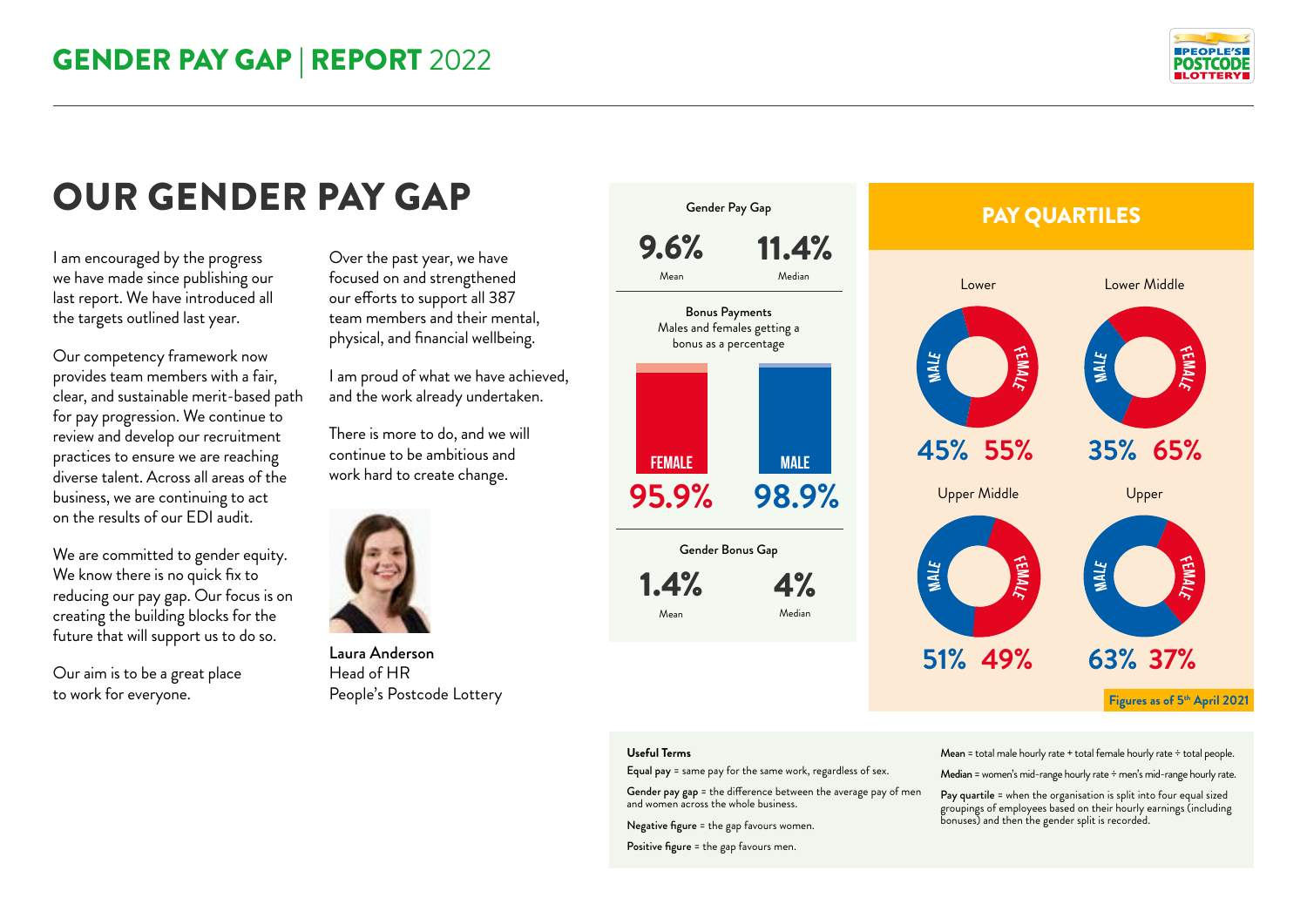# OUR GENDER PAY GAP

I am encouraged by the progress we have made since publishing our last report. We have introduced all the targets outlined last year.

Our competency framework now provides team members with a fair, clear, and sustainable merit-based path for pay progression. We continue to review and develop our recruitment practices to ensure we are reaching diverse talent. Across all areas of the business, we are continuing to act on the results of our EDI audit.

We are committed to gender equity. We know there is no quick fix to reducing our pay gap. Our focus is on creating the building blocks for the future that will support us to do so.

Our aim is to be a great place to work for everyone.

Over the past year, we have focused on and strengthened our efforts to support all 387 team members and their mental, physical, and financial wellbeing.

I am proud of what we have achieved, and the work already undertaken.

There is more to do, and we will continue to be ambitious and work hard to create change.

**Laura Anderson**
Head of HR
People's Postcode Lottery

**Gender Pay Gap**

| Mean | Median |
|---|---|
| 9.6% | 11.4% |

**Bonus Payments**
Males and females getting a bonus as a percentage

| Female | Male |
|---|---|
| 95.9% | 98.9% |

**Gender Bonus Gap**

| Mean | Median |
|---|---|
| 1.4% | 4% |

## PAY QUARTILES

| Quartile | Male | Female |
|---|---|---|
| Lower | 45% | 55% |
| Lower Middle | 35% | 65% |
| Upper Middle | 51% | 49% |
| Upper | 63% | 37% |

Figures as of 5th April 2021

**Useful Terms**

**Equal pay** = same pay for the same work, regardless of sex.

**Gender pay gap** = the difference between the average pay of men and women across the whole business.

**Negative figure** = the gap favours women.

**Positive figure** = the gap favours men.

**Mean** = total male hourly rate + total female hourly rate ÷ total people.

**Median** = women's mid-range hourly rate ÷ men's mid-range hourly rate.

**Pay quartile** = when the organisation is split into four equal sized groupings of employees based on their hourly earnings (including bonuses) and then the gender split is recorded.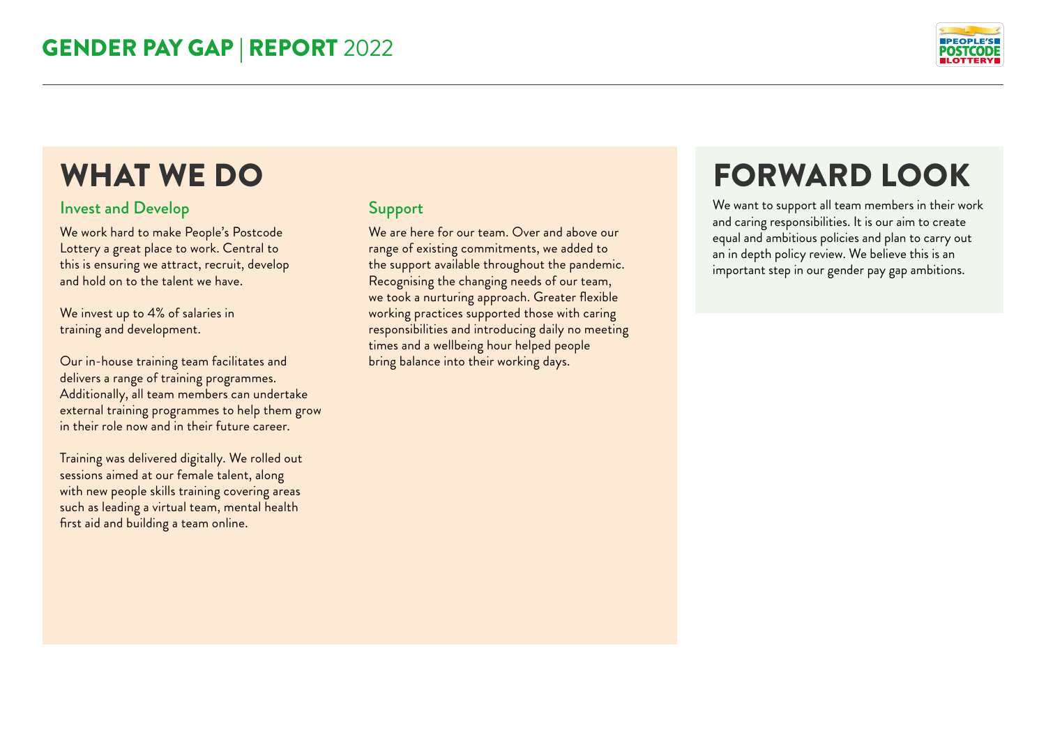# WHAT WE DO

## Invest and Develop

We work hard to make People's Postcode Lottery a great place to work. Central to this is ensuring we attract, recruit, develop and hold on to the talent we have.

We invest up to 4% of salaries in training and development.

Our in-house training team facilitates and delivers a range of training programmes. Additionally, all team members can undertake external training programmes to help them grow in their role now and in their future career.

Training was delivered digitally. We rolled out sessions aimed at our female talent, along with new people skills training covering areas such as leading a virtual team, mental health first aid and building a team online.

## Support

We are here for our team. Over and above our range of existing commitments, we added to the support available throughout the pandemic. Recognising the changing needs of our team, we took a nurturing approach. Greater flexible working practices supported those with caring responsibilities and introducing daily no meeting times and a wellbeing hour helped people bring balance into their working days.

# FORWARD LOOK

We want to support all team members in their work and caring responsibilities. It is our aim to create equal and ambitious policies and plan to carry out an in depth policy review. We believe this is an important step in our gender pay gap ambitions.